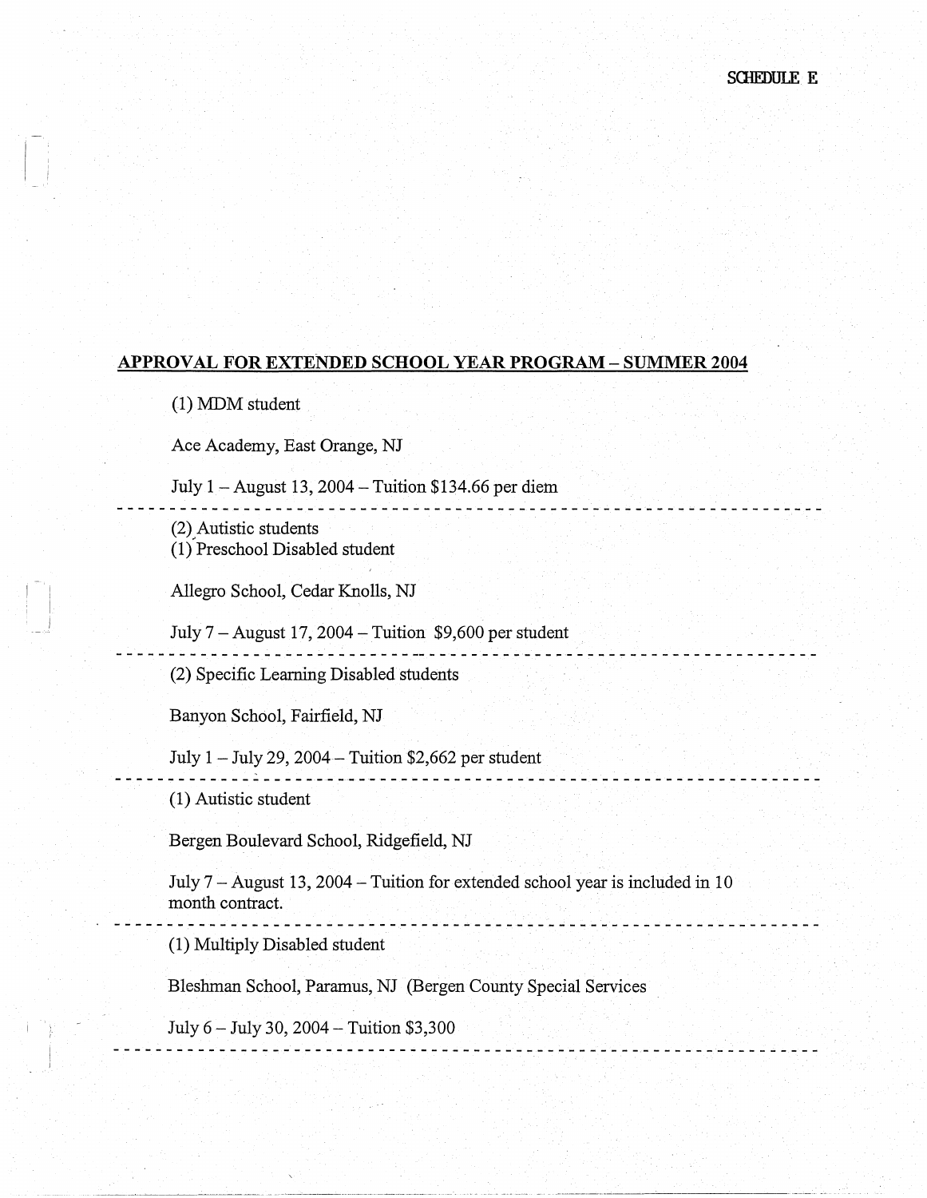SCHEDULE E

## APPROVAL FOR EXTENDED SCHOOL YEAR PROGRAM – SUMMER 2004

(1) MDM student

Ace Academy, East Orange, NJ

July 1 – August 13, 2004 – Tuition $134.66 per diem

---

(2) Autistic students
(1) Preschool Disabled student

Allegro School, Cedar Knolls, NJ

July 7 – August 17, 2004 – Tuition $9,600 per student

---

(2) Specific Learning Disabled students

Banyon School, Fairfield, NJ

July 1 – July 29, 2004 – Tuition $2,662 per student

---

(1) Autistic student

Bergen Boulevard School, Ridgefield, NJ

July 7 – August 13, 2004 – Tuition for extended school year is included in 10 month contract.

---

(1) Multiply Disabled student

Bleshman School, Paramus, NJ (Bergen County Special Services

July 6 – July 30, 2004 – Tuition $3,300

---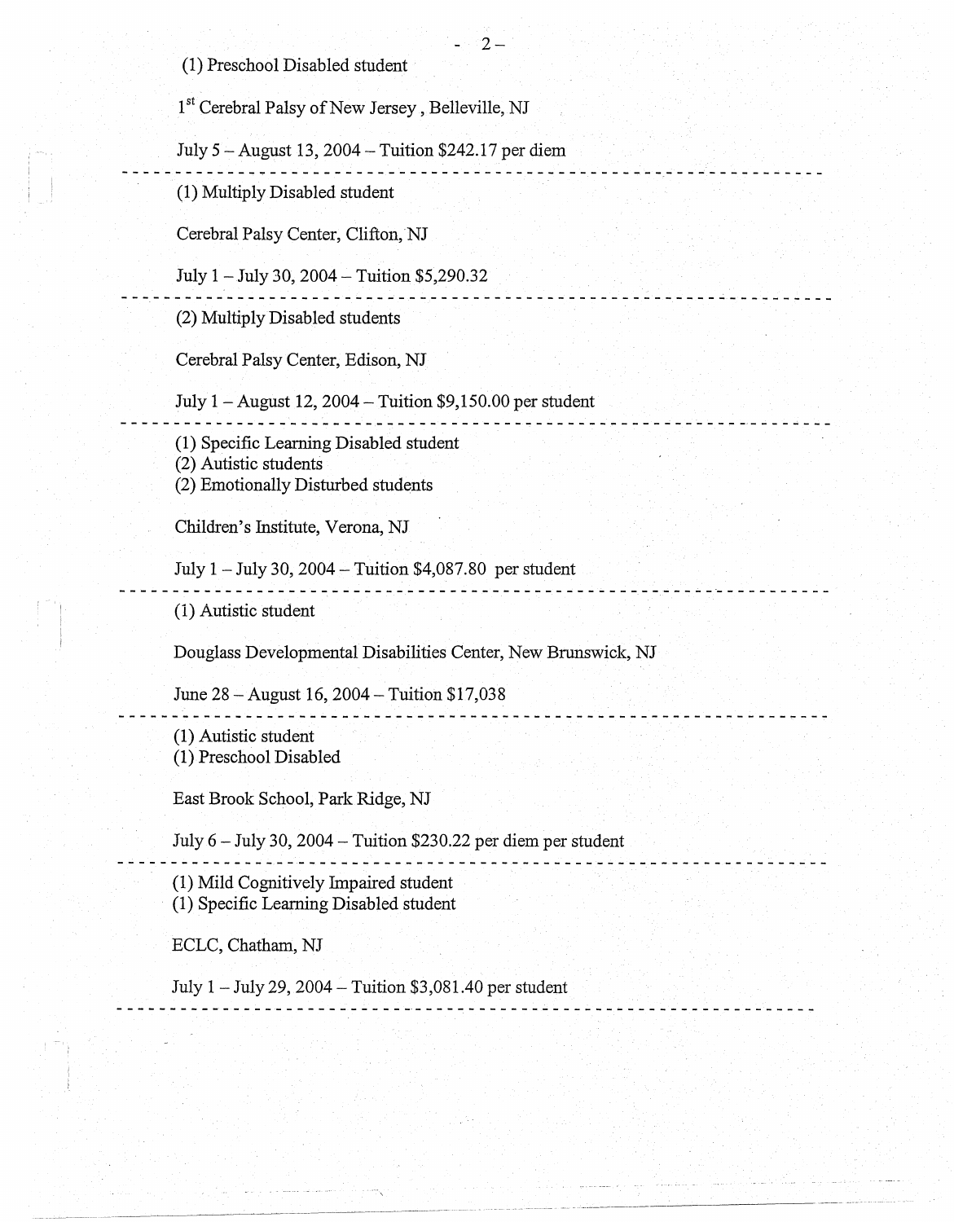(1) Preschool Disabled student

1st Cerebral Palsy of New Jersey , Belleville, NJ

July 5 – August 13, 2004 – Tuition $242.17 per diem

---

(1) Multiply Disabled student

Cerebral Palsy Center, Clifton, NJ

July 1 – July 30, 2004 – Tuition $5,290.32

---

(2) Multiply Disabled students

Cerebral Palsy Center, Edison, NJ

July 1 – August 12, 2004 – Tuition $9,150.00 per student

---

(1) Specific Learning Disabled student
(2) Autistic students
(2) Emotionally Disturbed students

Children's Institute, Verona, NJ

July 1 – July 30, 2004 – Tuition $4,087.80 per student

---

(1) Autistic student

Douglass Developmental Disabilities Center, New Brunswick, NJ

June 28 – August 16, 2004 – Tuition $17,038

---

(1) Autistic student
(1) Preschool Disabled

East Brook School, Park Ridge, NJ

July 6 – July 30, 2004 – Tuition $230.22 per diem per student

---

(1) Mild Cognitively Impaired student
(1) Specific Learning Disabled student

ECLC, Chatham, NJ

July 1 – July 29, 2004 – Tuition $3,081.40 per student

---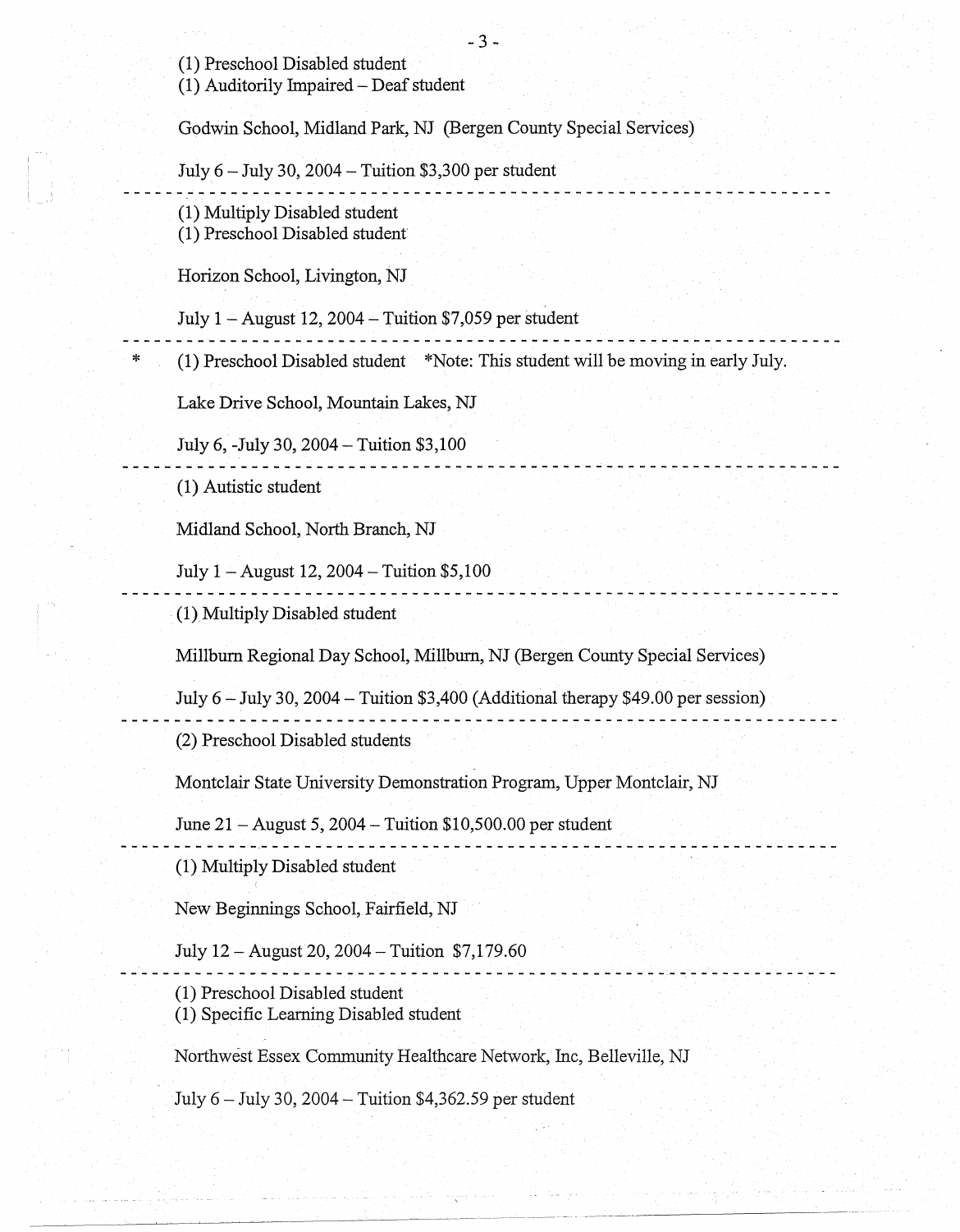(1) Preschool Disabled student
(1) Auditorily Impaired – Deaf student

Godwin School, Midland Park, NJ (Bergen County Special Services)

July 6 – July 30, 2004 – Tuition $3,300 per student

---

(1) Multiply Disabled student
(1) Preschool Disabled student

Horizon School, Livington, NJ

July 1 – August 12, 2004 – Tuition $7,059 per student

---

\* (1) Preschool Disabled student *Note: This student will be moving in early July.

Lake Drive School, Mountain Lakes, NJ

July 6, -July 30, 2004 – Tuition $3,100

---

(1) Autistic student

Midland School, North Branch, NJ

July 1 – August 12, 2004 – Tuition $5,100

---

(1) Multiply Disabled student

Millburn Regional Day School, Millburn, NJ (Bergen County Special Services)

July 6 – July 30, 2004 – Tuition $3,400 (Additional therapy $49.00 per session)

---

(2) Preschool Disabled students

Montclair State University Demonstration Program, Upper Montclair, NJ

June 21 – August 5, 2004 – Tuition $10,500.00 per student

---

(1) Multiply Disabled student

New Beginnings School, Fairfield, NJ

July 12 – August 20, 2004 – Tuition $7,179.60

---

(1) Preschool Disabled student
(1) Specific Learning Disabled student

Northwest Essex Community Healthcare Network, Inc, Belleville, NJ

July 6 – July 30, 2004 – Tuition $4,362.59 per student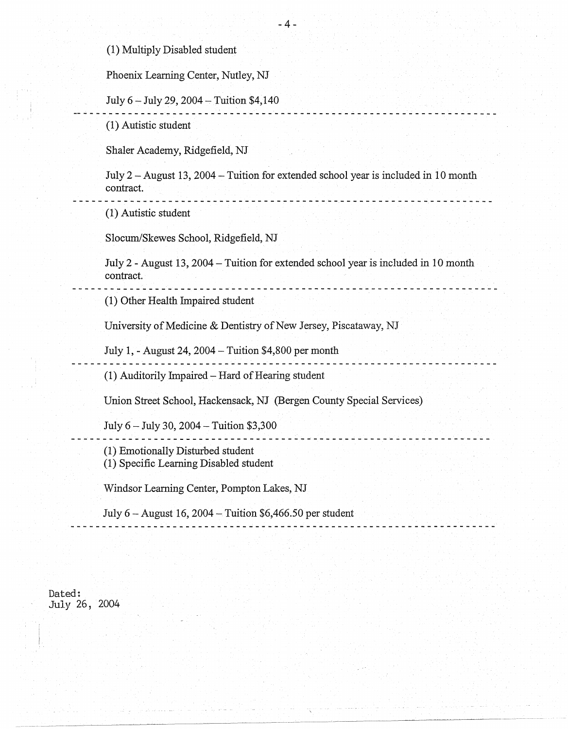(1) Multiply Disabled student

Phoenix Learning Center, Nutley, NJ

July 6 – July 29, 2004 – Tuition $4,140

---

(1) Autistic student

Shaler Academy, Ridgefield, NJ

July 2 – August 13, 2004 – Tuition for extended school year is included in 10 month contract.

---

(1) Autistic student

Slocum/Skewes School, Ridgefield, NJ

July 2 - August 13, 2004 – Tuition for extended school year is included in 10 month contract.

---

(1) Other Health Impaired student

University of Medicine & Dentistry of New Jersey, Piscataway, NJ

July 1, - August 24, 2004 – Tuition $4,800 per month

---

(1) Auditorily Impaired – Hard of Hearing student

Union Street School, Hackensack, NJ (Bergen County Special Services)

July 6 – July 30, 2004 – Tuition $3,300

---

(1) Emotionally Disturbed student
(1) Specific Learning Disabled student

Windsor Learning Center, Pompton Lakes, NJ

July 6 – August 16, 2004 – Tuition $6,466.50 per student

---

Dated:
July 26, 2004